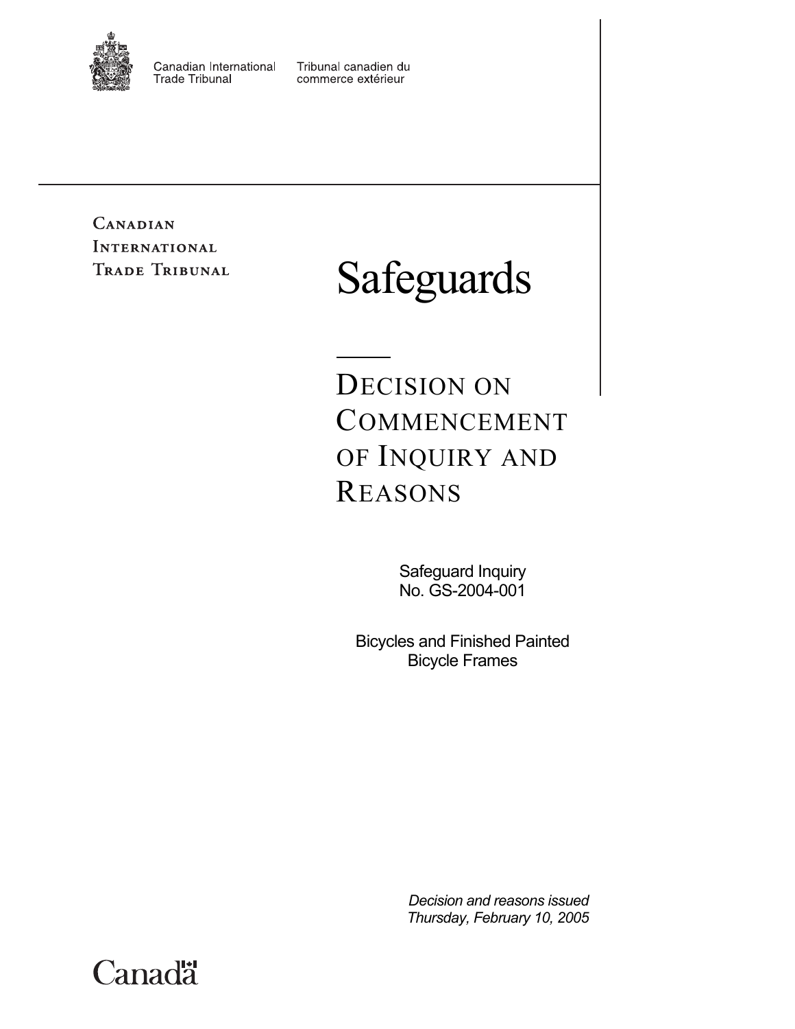Canadian International Trade Tribunal

Tribunal canadien du commerce extérieur

CANADIAN INTERNATIONAL TRADE TRIBUNAL

# Safeguards

## DECISION ON COMMENCEMENT OF INQUIRY AND REASONS

Safeguard Inquiry
No. GS-2004-001

Bicycles and Finished Painted Bicycle Frames

*Decision and reasons issued*
*Thursday, February 10, 2005*

Canada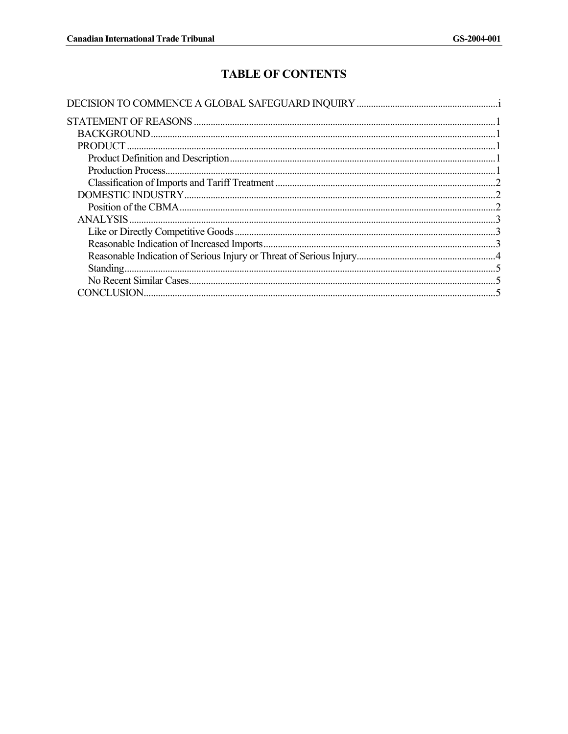# TABLE OF CONTENTS

DECISION TO COMMENCE A GLOBAL SAFEGUARD INQUIRY ....... i

STATEMENT OF REASONS ....... 1

- BACKGROUND ....... 1
- PRODUCT ....... 1
  - Product Definition and Description ....... 1
  - Production Process ....... 1
  - Classification of Imports and Tariff Treatment ....... 2
- DOMESTIC INDUSTRY ....... 2
  - Position of the CBMA ....... 2
- ANALYSIS ....... 3
  - Like or Directly Competitive Goods ....... 3
  - Reasonable Indication of Increased Imports ....... 3
  - Reasonable Indication of Serious Injury or Threat of Serious Injury ....... 4
  - Standing ....... 5
  - No Recent Similar Cases ....... 5
- CONCLUSION ....... 5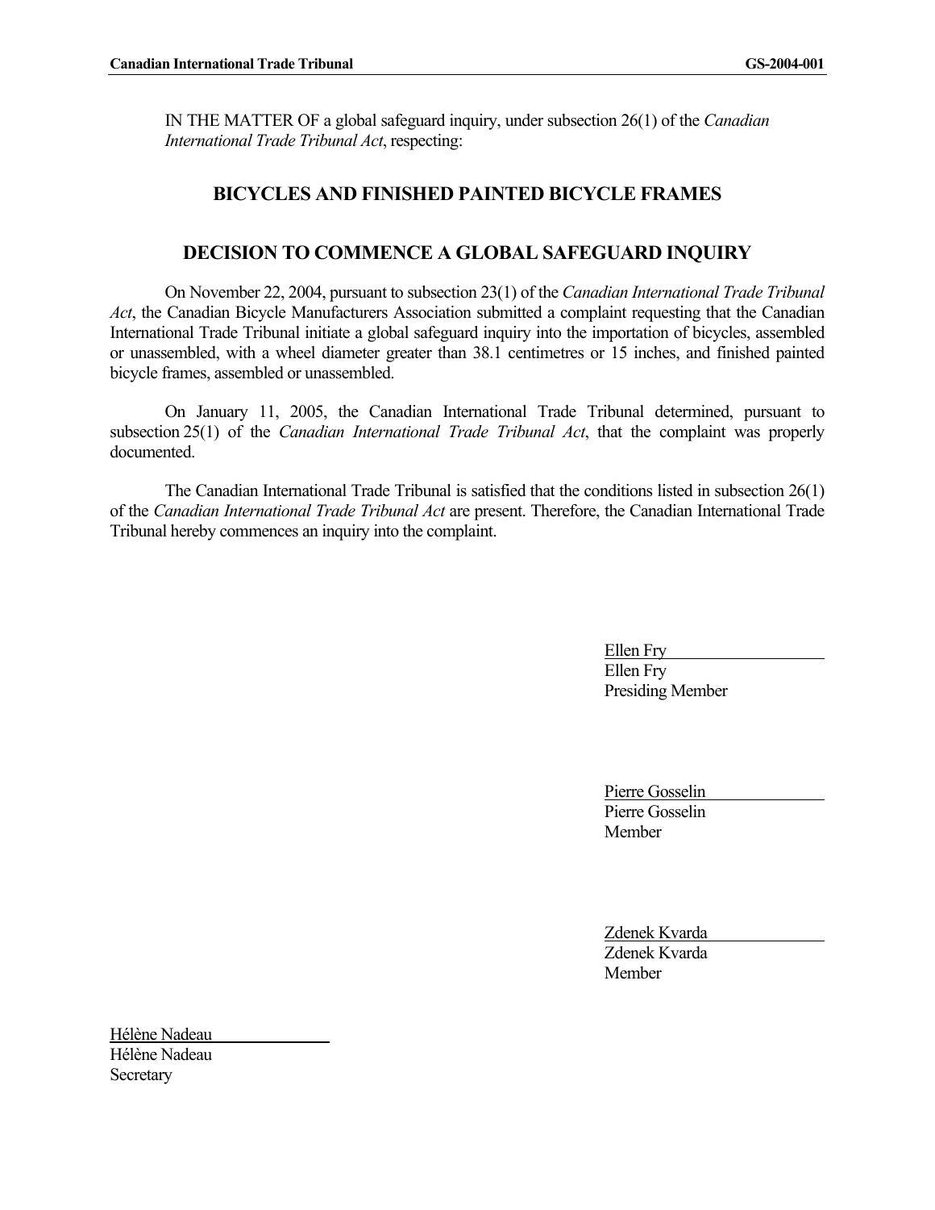IN THE MATTER OF a global safeguard inquiry, under subsection 26(1) of the *Canadian International Trade Tribunal Act*, respecting:

## BICYCLES AND FINISHED PAINTED BICYCLE FRAMES

## DECISION TO COMMENCE A GLOBAL SAFEGUARD INQUIRY

On November 22, 2004, pursuant to subsection 23(1) of the *Canadian International Trade Tribunal Act*, the Canadian Bicycle Manufacturers Association submitted a complaint requesting that the Canadian International Trade Tribunal initiate a global safeguard inquiry into the importation of bicycles, assembled or unassembled, with a wheel diameter greater than 38.1 centimetres or 15 inches, and finished painted bicycle frames, assembled or unassembled.

On January 11, 2005, the Canadian International Trade Tribunal determined, pursuant to subsection 25(1) of the *Canadian International Trade Tribunal Act*, that the complaint was properly documented.

The Canadian International Trade Tribunal is satisfied that the conditions listed in subsection 26(1) of the *Canadian International Trade Tribunal Act* are present. Therefore, the Canadian International Trade Tribunal hereby commences an inquiry into the complaint.

Ellen Fry
Ellen Fry
Presiding Member

Pierre Gosselin
Pierre Gosselin
Member

Zdenek Kvarda
Zdenek Kvarda
Member

Hélène Nadeau
Hélène Nadeau
Secretary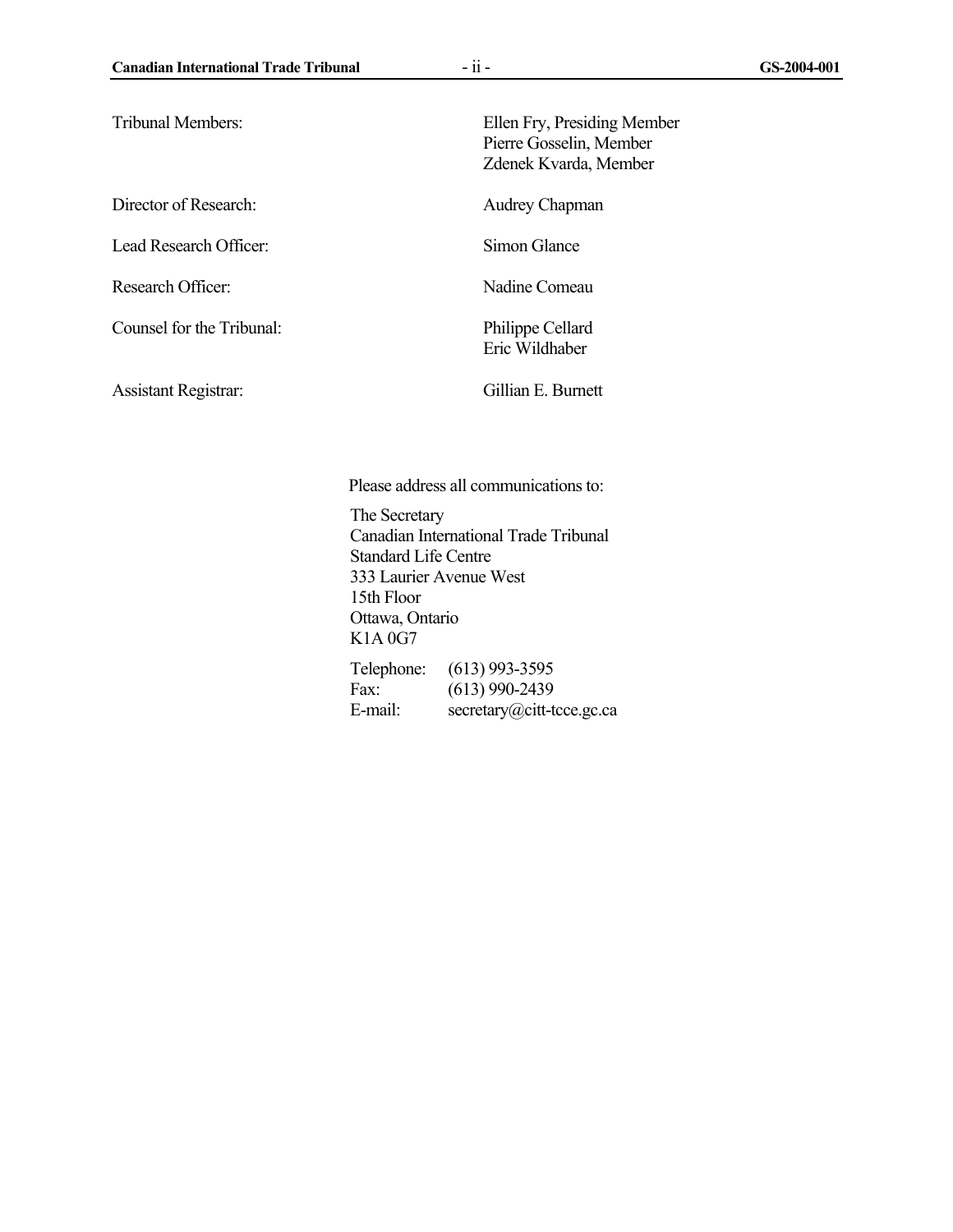| | |
|---|---|
| Tribunal Members: | Ellen Fry, Presiding Member<br>Pierre Gosselin, Member<br>Zdenek Kvarda, Member |
| Director of Research: | Audrey Chapman |
| Lead Research Officer: | Simon Glance |
| Research Officer: | Nadine Comeau |
| Counsel for the Tribunal: | Philippe Cellard<br>Eric Wildhaber |
| Assistant Registrar: | Gillian E. Burnett |

Please address all communications to:

The Secretary
Canadian International Trade Tribunal
Standard Life Centre
333 Laurier Avenue West
15th Floor
Ottawa, Ontario
K1A 0G7

| | |
|---|---|
| Telephone: | (613) 993-3595 |
| Fax: | (613) 990-2439 |
| E-mail: | secretary@citt-tcce.gc.ca |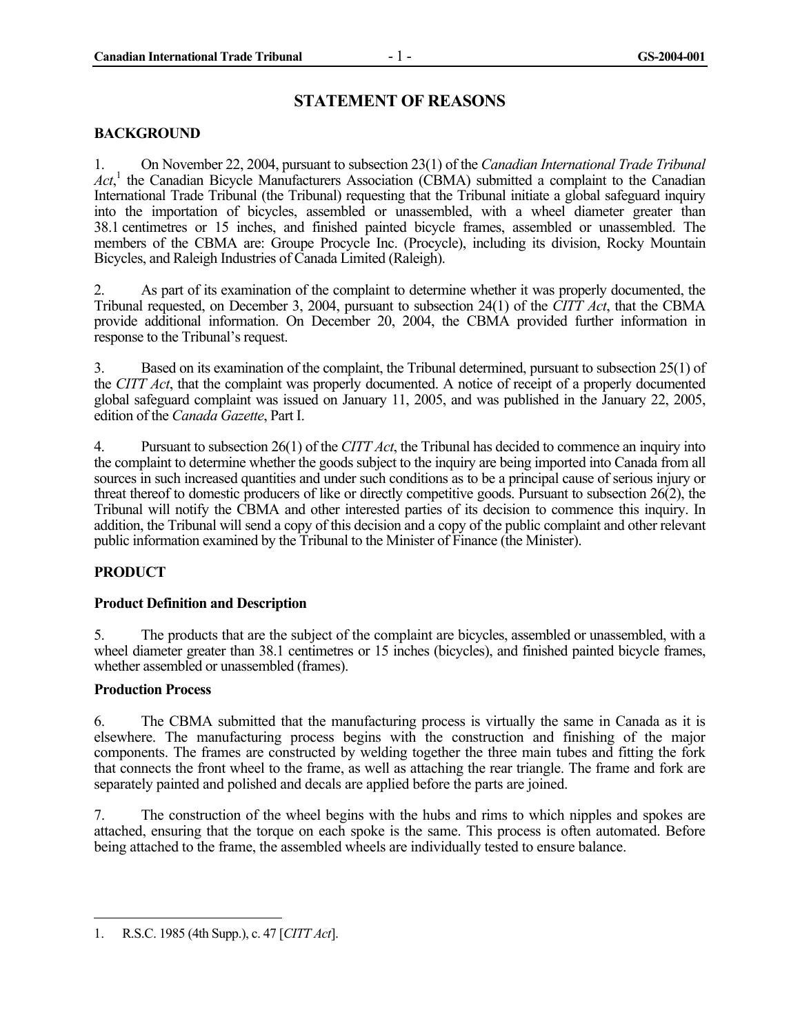## STATEMENT OF REASONS

### BACKGROUND

1. On November 22, 2004, pursuant to subsection 23(1) of the *Canadian International Trade Tribunal Act*,[1] the Canadian Bicycle Manufacturers Association (CBMA) submitted a complaint to the Canadian International Trade Tribunal (the Tribunal) requesting that the Tribunal initiate a global safeguard inquiry into the importation of bicycles, assembled or unassembled, with a wheel diameter greater than 38.1 centimetres or 15 inches, and finished painted bicycle frames, assembled or unassembled. The members of the CBMA are: Groupe Procycle Inc. (Procycle), including its division, Rocky Mountain Bicycles, and Raleigh Industries of Canada Limited (Raleigh).

2. As part of its examination of the complaint to determine whether it was properly documented, the Tribunal requested, on December 3, 2004, pursuant to subsection 24(1) of the *CITT Act*, that the CBMA provide additional information. On December 20, 2004, the CBMA provided further information in response to the Tribunal's request.

3. Based on its examination of the complaint, the Tribunal determined, pursuant to subsection 25(1) of the *CITT Act*, that the complaint was properly documented. A notice of receipt of a properly documented global safeguard complaint was issued on January 11, 2005, and was published in the January 22, 2005, edition of the *Canada Gazette*, Part I.

4. Pursuant to subsection 26(1) of the *CITT Act*, the Tribunal has decided to commence an inquiry into the complaint to determine whether the goods subject to the inquiry are being imported into Canada from all sources in such increased quantities and under such conditions as to be a principal cause of serious injury or threat thereof to domestic producers of like or directly competitive goods. Pursuant to subsection 26(2), the Tribunal will notify the CBMA and other interested parties of its decision to commence this inquiry. In addition, the Tribunal will send a copy of this decision and a copy of the public complaint and other relevant public information examined by the Tribunal to the Minister of Finance (the Minister).

### PRODUCT

#### Product Definition and Description

5. The products that are the subject of the complaint are bicycles, assembled or unassembled, with a wheel diameter greater than 38.1 centimetres or 15 inches (bicycles), and finished painted bicycle frames, whether assembled or unassembled (frames).

#### Production Process

6. The CBMA submitted that the manufacturing process is virtually the same in Canada as it is elsewhere. The manufacturing process begins with the construction and finishing of the major components. The frames are constructed by welding together the three main tubes and fitting the fork that connects the front wheel to the frame, as well as attaching the rear triangle. The frame and fork are separately painted and polished and decals are applied before the parts are joined.

7. The construction of the wheel begins with the hubs and rims to which nipples and spokes are attached, ensuring that the torque on each spoke is the same. This process is often automated. Before being attached to the frame, the assembled wheels are individually tested to ensure balance.

---

1. R.S.C. 1985 (4th Supp.), c. 47 [*CITT Act*].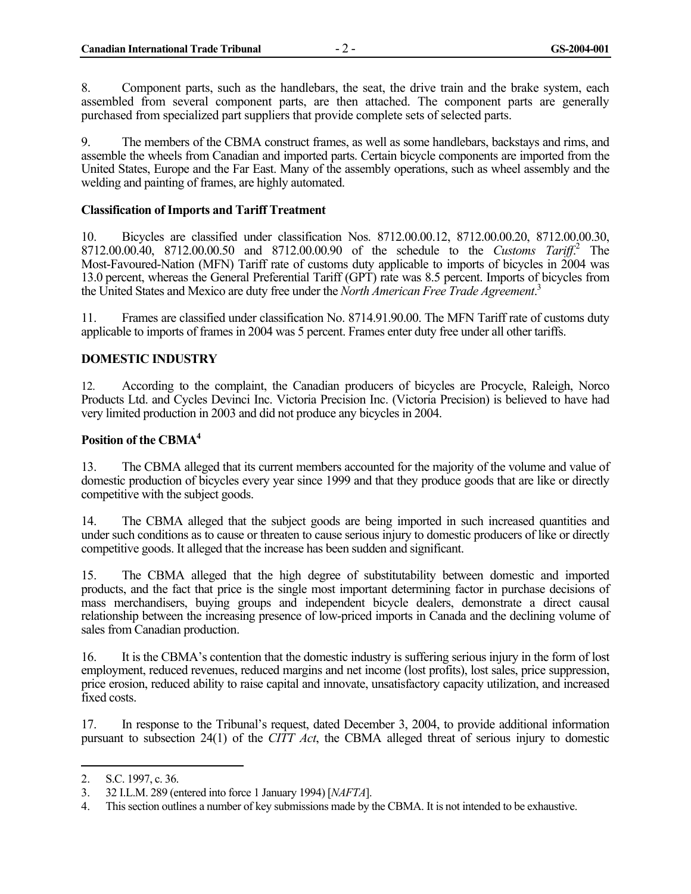8. Component parts, such as the handlebars, the seat, the drive train and the brake system, each assembled from several component parts, are then attached. The component parts are generally purchased from specialized part suppliers that provide complete sets of selected parts.

9. The members of the CBMA construct frames, as well as some handlebars, backstays and rims, and assemble the wheels from Canadian and imported parts. Certain bicycle components are imported from the United States, Europe and the Far East. Many of the assembly operations, such as wheel assembly and the welding and painting of frames, are highly automated.

### Classification of Imports and Tariff Treatment

10. Bicycles are classified under classification Nos. 8712.00.00.12, 8712.00.00.20, 8712.00.00.30, 8712.00.00.40, 8712.00.00.50 and 8712.00.00.90 of the schedule to the *Customs Tariff*.[2] The Most-Favoured-Nation (MFN) Tariff rate of customs duty applicable to imports of bicycles in 2004 was 13.0 percent, whereas the General Preferential Tariff (GPT) rate was 8.5 percent. Imports of bicycles from the United States and Mexico are duty free under the *North American Free Trade Agreement*.[3]

11. Frames are classified under classification No. 8714.91.90.00. The MFN Tariff rate of customs duty applicable to imports of frames in 2004 was 5 percent. Frames enter duty free under all other tariffs.

## DOMESTIC INDUSTRY

12. According to the complaint, the Canadian producers of bicycles are Procycle, Raleigh, Norco Products Ltd. and Cycles Devinci Inc. Victoria Precision Inc. (Victoria Precision) is believed to have had very limited production in 2003 and did not produce any bicycles in 2004.

### Position of the CBMA[4]

13. The CBMA alleged that its current members accounted for the majority of the volume and value of domestic production of bicycles every year since 1999 and that they produce goods that are like or directly competitive with the subject goods.

14. The CBMA alleged that the subject goods are being imported in such increased quantities and under such conditions as to cause or threaten to cause serious injury to domestic producers of like or directly competitive goods. It alleged that the increase has been sudden and significant.

15. The CBMA alleged that the high degree of substitutability between domestic and imported products, and the fact that price is the single most important determining factor in purchase decisions of mass merchandisers, buying groups and independent bicycle dealers, demonstrate a direct causal relationship between the increasing presence of low-priced imports in Canada and the declining volume of sales from Canadian production.

16. It is the CBMA's contention that the domestic industry is suffering serious injury in the form of lost employment, reduced revenues, reduced margins and net income (lost profits), lost sales, price suppression, price erosion, reduced ability to raise capital and innovate, unsatisfactory capacity utilization, and increased fixed costs.

17. In response to the Tribunal's request, dated December 3, 2004, to provide additional information pursuant to subsection 24(1) of the *CITT Act*, the CBMA alleged threat of serious injury to domestic

---

2. S.C. 1997, c. 36.
3. 32 I.L.M. 289 (entered into force 1 January 1994) [*NAFTA*].
4. This section outlines a number of key submissions made by the CBMA. It is not intended to be exhaustive.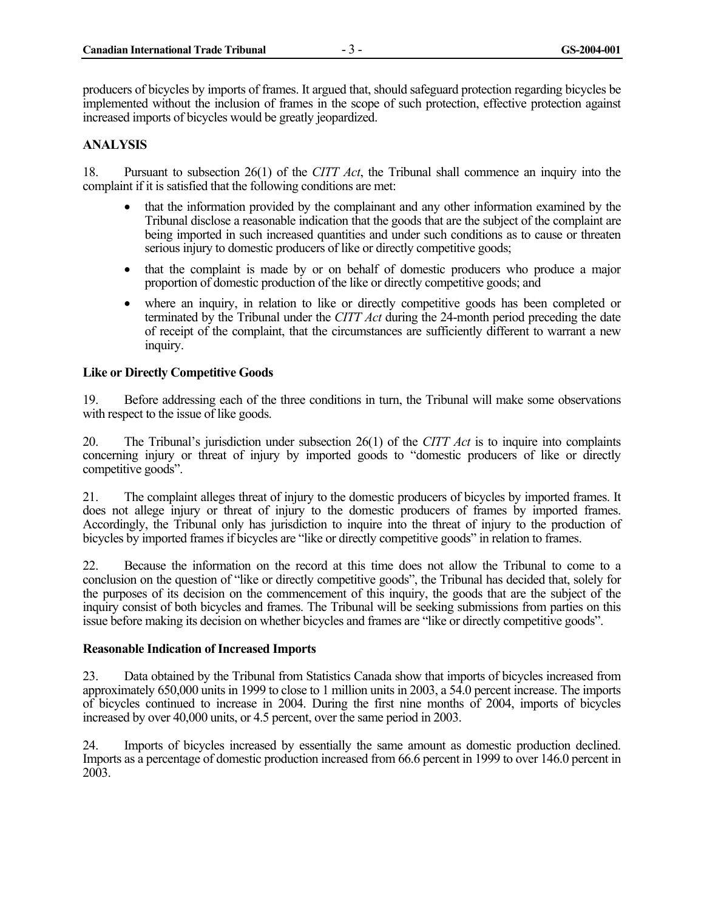producers of bicycles by imports of frames. It argued that, should safeguard protection regarding bicycles be implemented without the inclusion of frames in the scope of such protection, effective protection against increased imports of bicycles would be greatly jeopardized.

## ANALYSIS

18. Pursuant to subsection 26(1) of the *CITT Act*, the Tribunal shall commence an inquiry into the complaint if it is satisfied that the following conditions are met:

- that the information provided by the complainant and any other information examined by the Tribunal disclose a reasonable indication that the goods that are the subject of the complaint are being imported in such increased quantities and under such conditions as to cause or threaten serious injury to domestic producers of like or directly competitive goods;
- that the complaint is made by or on behalf of domestic producers who produce a major proportion of domestic production of the like or directly competitive goods; and
- where an inquiry, in relation to like or directly competitive goods has been completed or terminated by the Tribunal under the *CITT Act* during the 24-month period preceding the date of receipt of the complaint, that the circumstances are sufficiently different to warrant a new inquiry.

### Like or Directly Competitive Goods

19. Before addressing each of the three conditions in turn, the Tribunal will make some observations with respect to the issue of like goods.

20. The Tribunal's jurisdiction under subsection 26(1) of the *CITT Act* is to inquire into complaints concerning injury or threat of injury by imported goods to "domestic producers of like or directly competitive goods".

21. The complaint alleges threat of injury to the domestic producers of bicycles by imported frames. It does not allege injury or threat of injury to the domestic producers of frames by imported frames. Accordingly, the Tribunal only has jurisdiction to inquire into the threat of injury to the production of bicycles by imported frames if bicycles are "like or directly competitive goods" in relation to frames.

22. Because the information on the record at this time does not allow the Tribunal to come to a conclusion on the question of "like or directly competitive goods", the Tribunal has decided that, solely for the purposes of its decision on the commencement of this inquiry, the goods that are the subject of the inquiry consist of both bicycles and frames. The Tribunal will be seeking submissions from parties on this issue before making its decision on whether bicycles and frames are "like or directly competitive goods".

### Reasonable Indication of Increased Imports

23. Data obtained by the Tribunal from Statistics Canada show that imports of bicycles increased from approximately 650,000 units in 1999 to close to 1 million units in 2003, a 54.0 percent increase. The imports of bicycles continued to increase in 2004. During the first nine months of 2004, imports of bicycles increased by over 40,000 units, or 4.5 percent, over the same period in 2003.

24. Imports of bicycles increased by essentially the same amount as domestic production declined. Imports as a percentage of domestic production increased from 66.6 percent in 1999 to over 146.0 percent in 2003.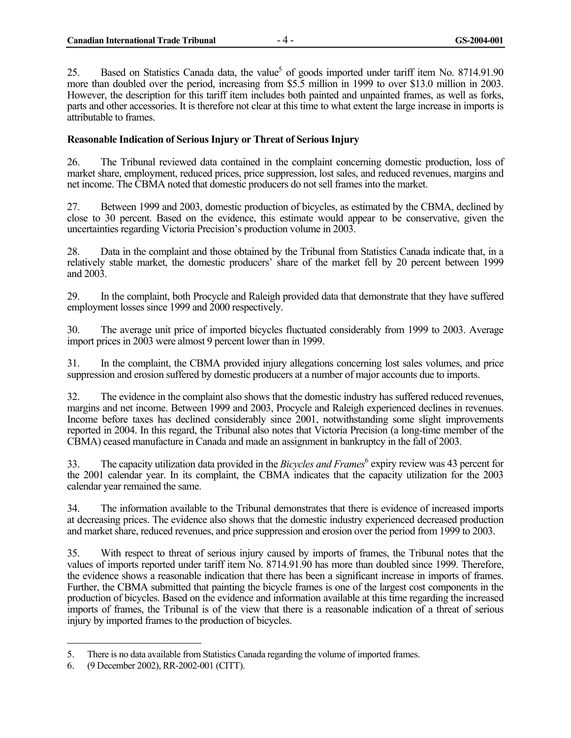25. Based on Statistics Canada data, the value[5] of goods imported under tariff item No. 8714.91.90 more than doubled over the period, increasing from $5.5 million in 1999 to over $13.0 million in 2003. However, the description for this tariff item includes both painted and unpainted frames, as well as forks, parts and other accessories. It is therefore not clear at this time to what extent the large increase in imports is attributable to frames.

**Reasonable Indication of Serious Injury or Threat of Serious Injury**

26. The Tribunal reviewed data contained in the complaint concerning domestic production, loss of market share, employment, reduced prices, price suppression, lost sales, and reduced revenues, margins and net income. The CBMA noted that domestic producers do not sell frames into the market.

27. Between 1999 and 2003, domestic production of bicycles, as estimated by the CBMA, declined by close to 30 percent. Based on the evidence, this estimate would appear to be conservative, given the uncertainties regarding Victoria Precision's production volume in 2003.

28. Data in the complaint and those obtained by the Tribunal from Statistics Canada indicate that, in a relatively stable market, the domestic producers' share of the market fell by 20 percent between 1999 and 2003.

29. In the complaint, both Procycle and Raleigh provided data that demonstrate that they have suffered employment losses since 1999 and 2000 respectively.

30. The average unit price of imported bicycles fluctuated considerably from 1999 to 2003. Average import prices in 2003 were almost 9 percent lower than in 1999.

31. In the complaint, the CBMA provided injury allegations concerning lost sales volumes, and price suppression and erosion suffered by domestic producers at a number of major accounts due to imports.

32. The evidence in the complaint also shows that the domestic industry has suffered reduced revenues, margins and net income. Between 1999 and 2003, Procycle and Raleigh experienced declines in revenues. Income before taxes has declined considerably since 2001, notwithstanding some slight improvements reported in 2004. In this regard, the Tribunal also notes that Victoria Precision (a long-time member of the CBMA) ceased manufacture in Canada and made an assignment in bankruptcy in the fall of 2003.

33. The capacity utilization data provided in the *Bicycles and Frames*[6] expiry review was 43 percent for the 2001 calendar year. In its complaint, the CBMA indicates that the capacity utilization for the 2003 calendar year remained the same.

34. The information available to the Tribunal demonstrates that there is evidence of increased imports at decreasing prices. The evidence also shows that the domestic industry experienced decreased production and market share, reduced revenues, and price suppression and erosion over the period from 1999 to 2003.

35. With respect to threat of serious injury caused by imports of frames, the Tribunal notes that the values of imports reported under tariff item No. 8714.91.90 has more than doubled since 1999. Therefore, the evidence shows a reasonable indication that there has been a significant increase in imports of frames. Further, the CBMA submitted that painting the bicycle frames is one of the largest cost components in the production of bicycles. Based on the evidence and information available at this time regarding the increased imports of frames, the Tribunal is of the view that there is a reasonable indication of a threat of serious injury by imported frames to the production of bicycles.

---

5. There is no data available from Statistics Canada regarding the volume of imported frames.
6. (9 December 2002), RR-2002-001 (CITT).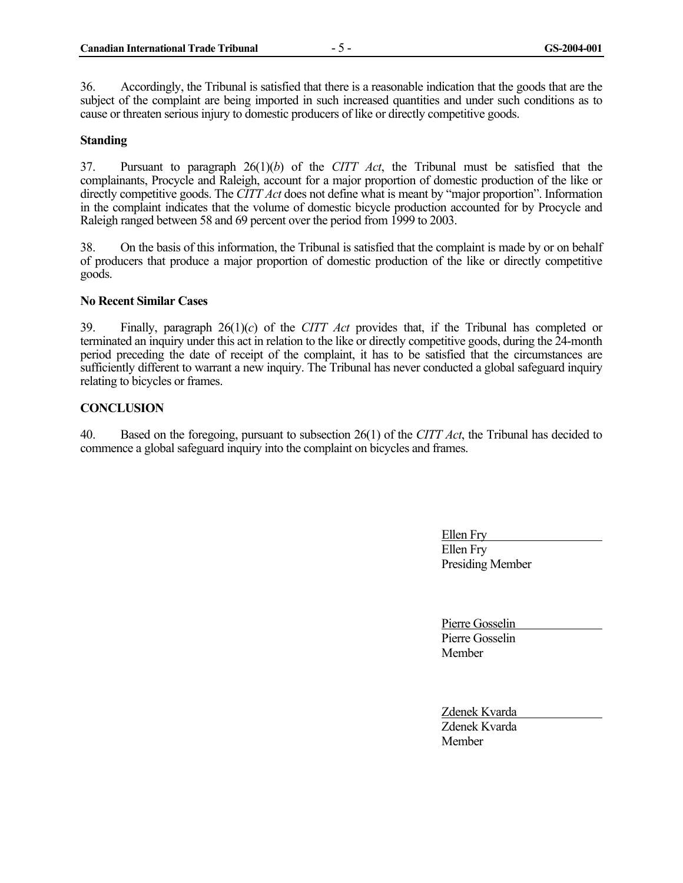36. Accordingly, the Tribunal is satisfied that there is a reasonable indication that the goods that are the subject of the complaint are being imported in such increased quantities and under such conditions as to cause or threaten serious injury to domestic producers of like or directly competitive goods.

**Standing**

37. Pursuant to paragraph 26(1)(*b*) of the *CITT Act*, the Tribunal must be satisfied that the complainants, Procycle and Raleigh, account for a major proportion of domestic production of the like or directly competitive goods. The *CITT Act* does not define what is meant by "major proportion". Information in the complaint indicates that the volume of domestic bicycle production accounted for by Procycle and Raleigh ranged between 58 and 69 percent over the period from 1999 to 2003.

38. On the basis of this information, the Tribunal is satisfied that the complaint is made by or on behalf of producers that produce a major proportion of domestic production of the like or directly competitive goods.

**No Recent Similar Cases**

39. Finally, paragraph 26(1)(*c*) of the *CITT Act* provides that, if the Tribunal has completed or terminated an inquiry under this act in relation to the like or directly competitive goods, during the 24-month period preceding the date of receipt of the complaint, it has to be satisfied that the circumstances are sufficiently different to warrant a new inquiry. The Tribunal has never conducted a global safeguard inquiry relating to bicycles or frames.

**CONCLUSION**

40. Based on the foregoing, pursuant to subsection 26(1) of the *CITT Act*, the Tribunal has decided to commence a global safeguard inquiry into the complaint on bicycles and frames.

Ellen Fry
Ellen Fry
Presiding Member

Pierre Gosselin
Pierre Gosselin
Member

Zdenek Kvarda
Zdenek Kvarda
Member